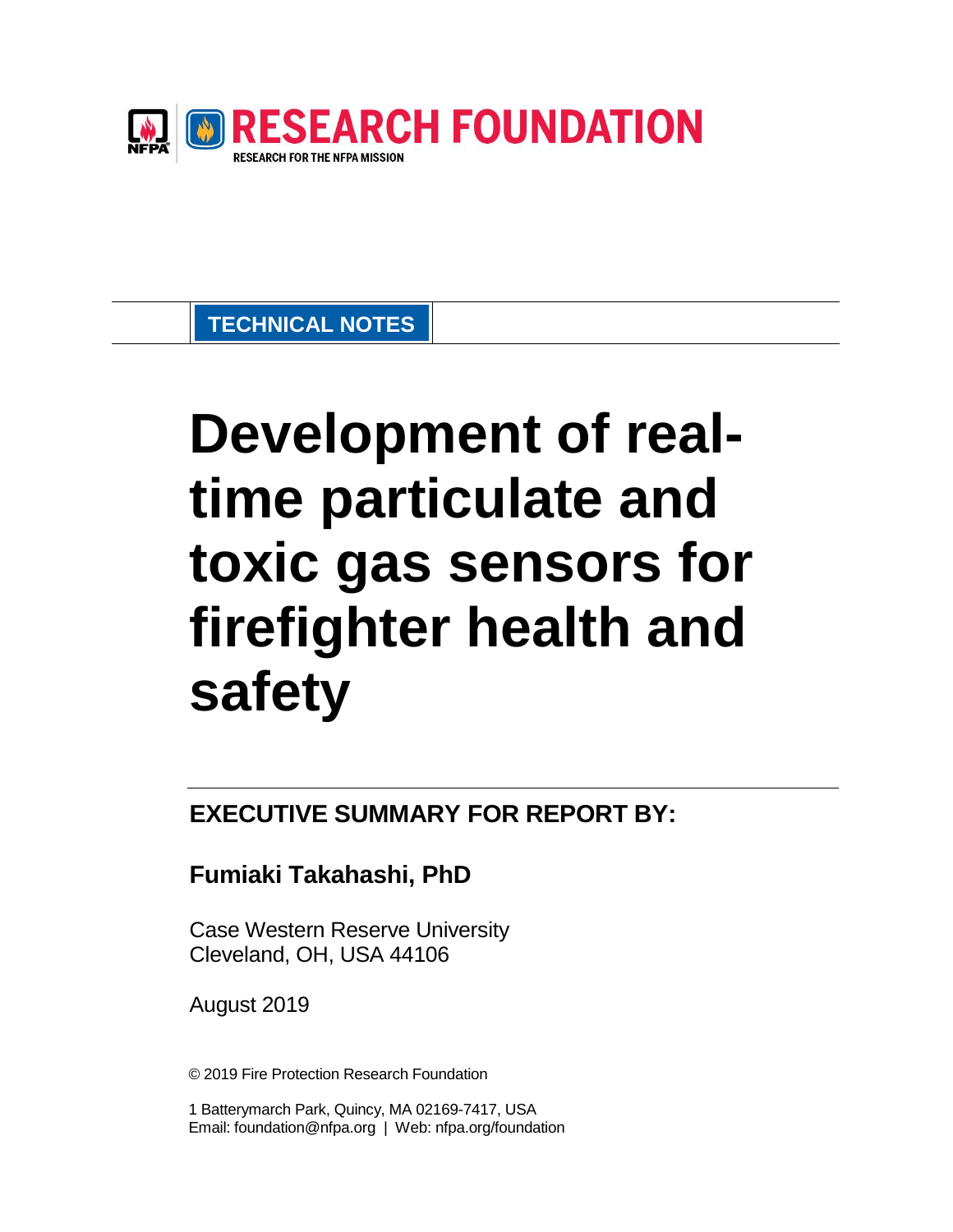RESEARCH FOUNDATION

RESEARCH FOR THE NFPA MISSION

**TECHNICAL NOTES**

# Development of real-time particulate and toxic gas sensors for firefighter health and safety

## EXECUTIVE SUMMARY FOR REPORT BY:

**Fumiaki Takahashi, PhD**

Case Western Reserve University
Cleveland, OH, USA 44106

August 2019

© 2019 Fire Protection Research Foundation

1 Batterymarch Park, Quincy, MA 02169-7417, USA
Email: foundation@nfpa.org | Web: nfpa.org/foundation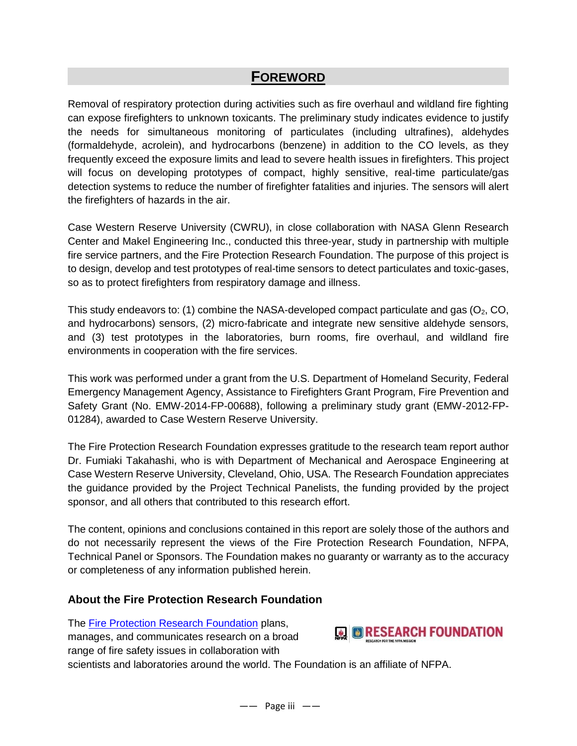# FOREWORD

Removal of respiratory protection during activities such as fire overhaul and wildland fire fighting can expose firefighters to unknown toxicants. The preliminary study indicates evidence to justify the needs for simultaneous monitoring of particulates (including ultrafines), aldehydes (formaldehyde, acrolein), and hydrocarbons (benzene) in addition to the CO levels, as they frequently exceed the exposure limits and lead to severe health issues in firefighters. This project will focus on developing prototypes of compact, highly sensitive, real-time particulate/gas detection systems to reduce the number of firefighter fatalities and injuries. The sensors will alert the firefighters of hazards in the air.

Case Western Reserve University (CWRU), in close collaboration with NASA Glenn Research Center and Makel Engineering Inc., conducted this three-year, study in partnership with multiple fire service partners, and the Fire Protection Research Foundation. The purpose of this project is to design, develop and test prototypes of real-time sensors to detect particulates and toxic-gases, so as to protect firefighters from respiratory damage and illness.

This study endeavors to: (1) combine the NASA-developed compact particulate and gas ($O_2$, CO, and hydrocarbons) sensors, (2) micro-fabricate and integrate new sensitive aldehyde sensors, and (3) test prototypes in the laboratories, burn rooms, fire overhaul, and wildland fire environments in cooperation with the fire services.

This work was performed under a grant from the U.S. Department of Homeland Security, Federal Emergency Management Agency, Assistance to Firefighters Grant Program, Fire Prevention and Safety Grant (No. EMW-2014-FP-00688), following a preliminary study grant (EMW-2012-FP-01284), awarded to Case Western Reserve University.

The Fire Protection Research Foundation expresses gratitude to the research team report author Dr. Fumiaki Takahashi, who is with Department of Mechanical and Aerospace Engineering at Case Western Reserve University, Cleveland, Ohio, USA. The Research Foundation appreciates the guidance provided by the Project Technical Panelists, the funding provided by the project sponsor, and all others that contributed to this research effort.

The content, opinions and conclusions contained in this report are solely those of the authors and do not necessarily represent the views of the Fire Protection Research Foundation, NFPA, Technical Panel or Sponsors. The Foundation makes no guaranty or warranty as to the accuracy or completeness of any information published herein.

### About the Fire Protection Research Foundation

The Fire Protection Research Foundation plans, manages, and communicates research on a broad range of fire safety issues in collaboration with scientists and laboratories around the world. The Foundation is an affiliate of NFPA.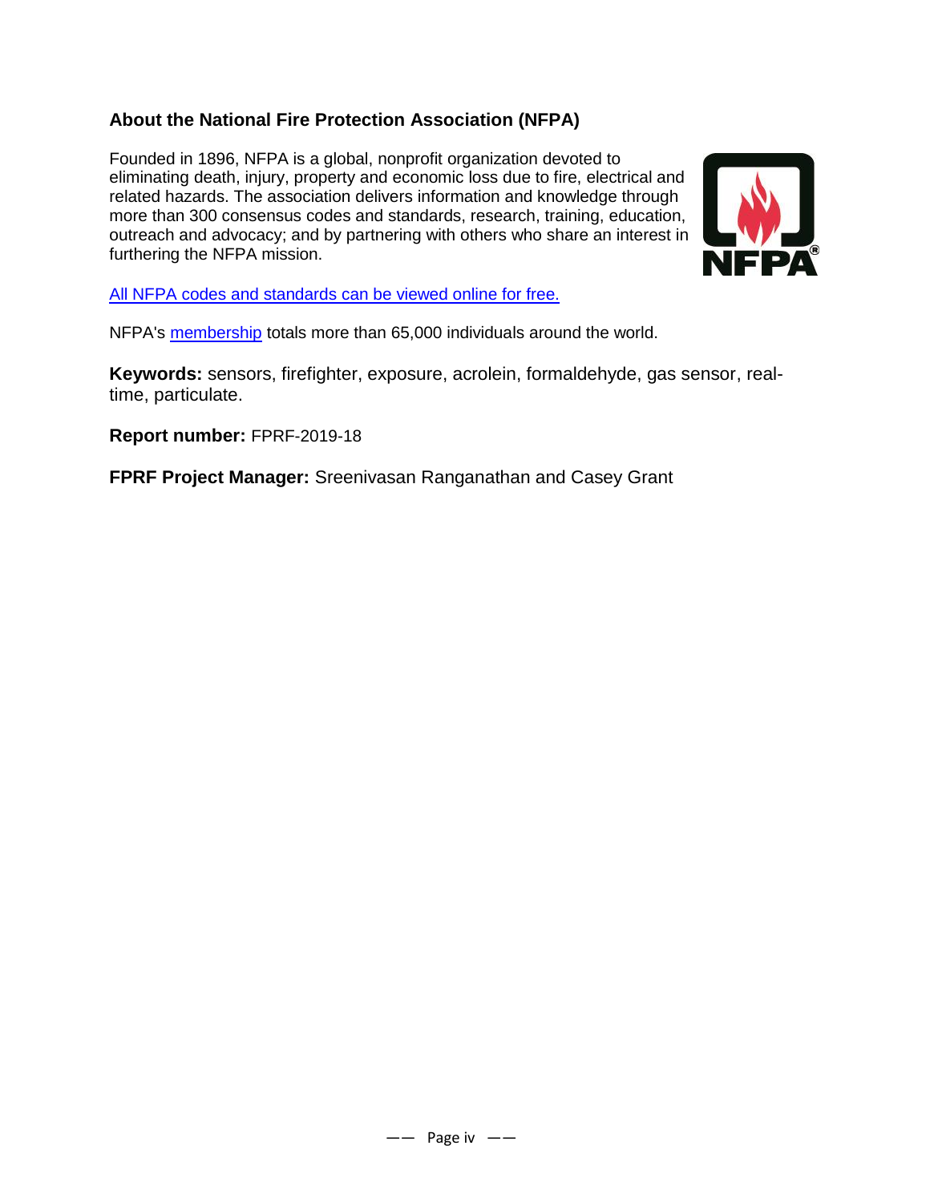## About the National Fire Protection Association (NFPA)

Founded in 1896, NFPA is a global, nonprofit organization devoted to eliminating death, injury, property and economic loss due to fire, electrical and related hazards. The association delivers information and knowledge through more than 300 consensus codes and standards, research, training, education, outreach and advocacy; and by partnering with others who share an interest in furthering the NFPA mission.

All NFPA codes and standards can be viewed online for free.

NFPA's membership totals more than 65,000 individuals around the world.

**Keywords:** sensors, firefighter, exposure, acrolein, formaldehyde, gas sensor, real-time, particulate.

**Report number:** FPRF-2019-18

**FPRF Project Manager:** Sreenivasan Ranganathan and Casey Grant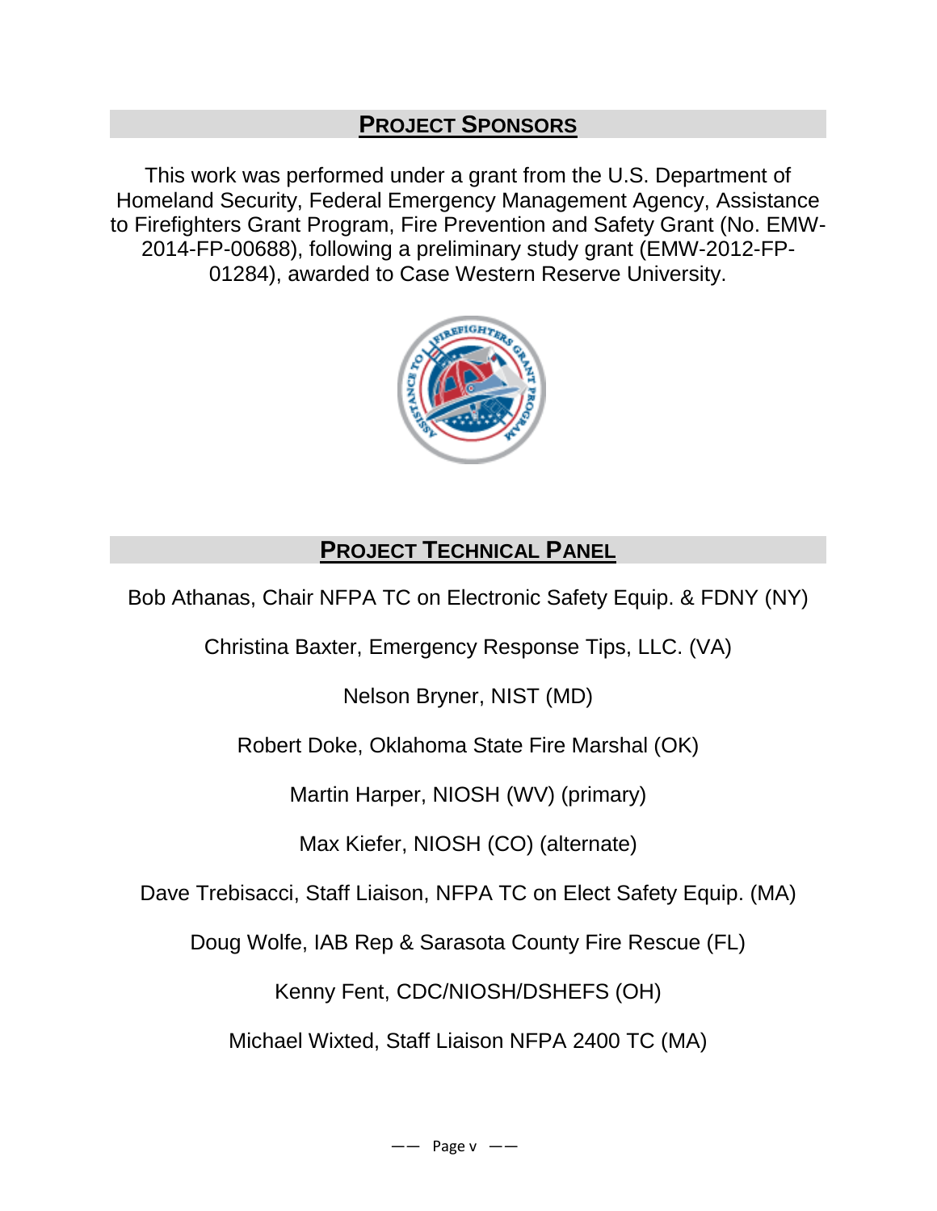## PROJECT SPONSORS

This work was performed under a grant from the U.S. Department of Homeland Security, Federal Emergency Management Agency, Assistance to Firefighters Grant Program, Fire Prevention and Safety Grant (No. EMW-2014-FP-00688), following a preliminary study grant (EMW-2012-FP-01284), awarded to Case Western Reserve University.

## PROJECT TECHNICAL PANEL

Bob Athanas, Chair NFPA TC on Electronic Safety Equip. & FDNY (NY)

Christina Baxter, Emergency Response Tips, LLC. (VA)

Nelson Bryner, NIST (MD)

Robert Doke, Oklahoma State Fire Marshal (OK)

Martin Harper, NIOSH (WV) (primary)

Max Kiefer, NIOSH (CO) (alternate)

Dave Trebisacci, Staff Liaison, NFPA TC on Elect Safety Equip. (MA)

Doug Wolfe, IAB Rep & Sarasota County Fire Rescue (FL)

Kenny Fent, CDC/NIOSH/DSHEFS (OH)

Michael Wixted, Staff Liaison NFPA 2400 TC (MA)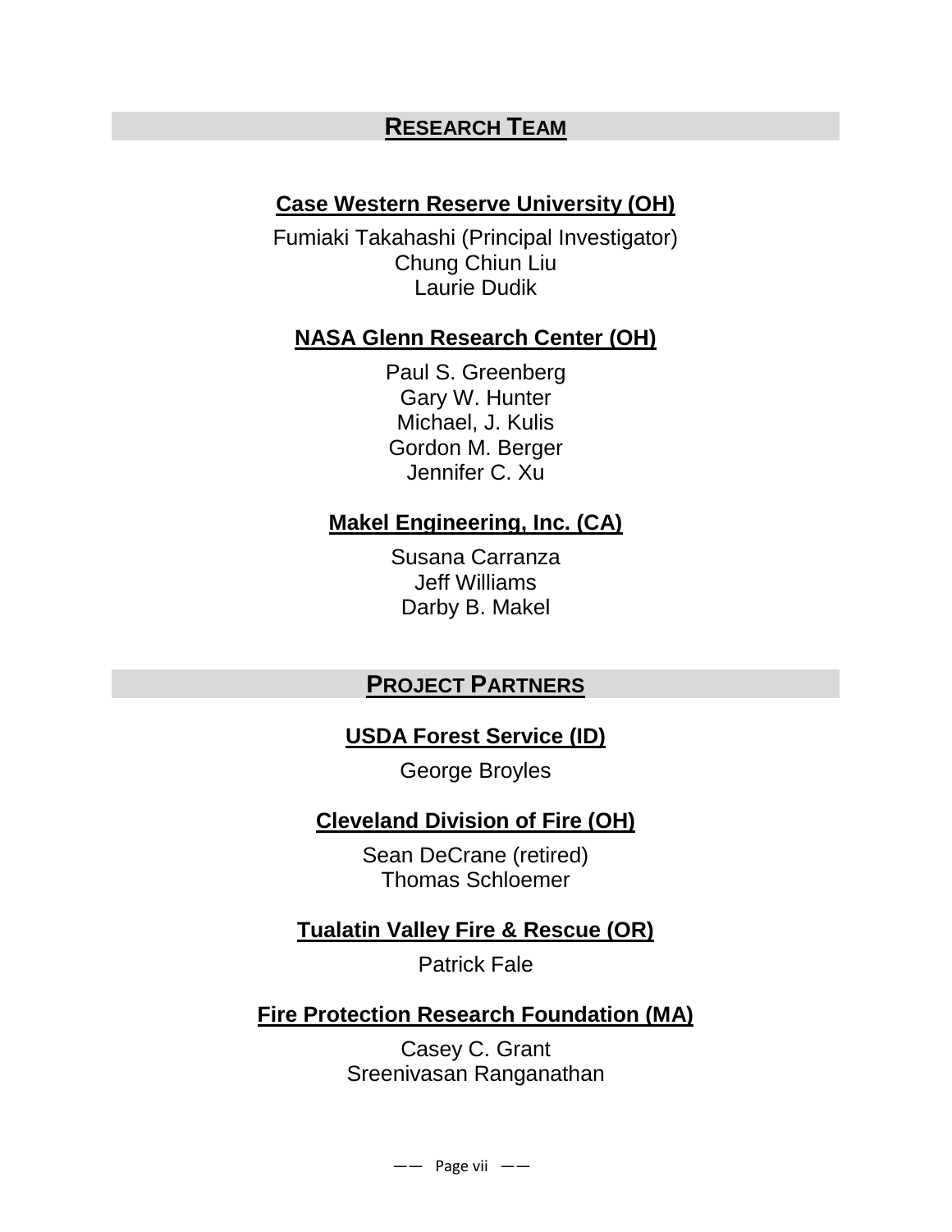## Research Team

### Case Western Reserve University (OH)

Fumiaki Takahashi (Principal Investigator)
Chung Chiun Liu
Laurie Dudik

### NASA Glenn Research Center (OH)

Paul S. Greenberg
Gary W. Hunter
Michael, J. Kulis
Gordon M. Berger
Jennifer C. Xu

### Makel Engineering, Inc. (CA)

Susana Carranza
Jeff Williams
Darby B. Makel

## Project Partners

### USDA Forest Service (ID)

George Broyles

### Cleveland Division of Fire (OH)

Sean DeCrane (retired)
Thomas Schloemer

### Tualatin Valley Fire & Rescue (OR)

Patrick Fale

### Fire Protection Research Foundation (MA)

Casey C. Grant
Sreenivasan Ranganathan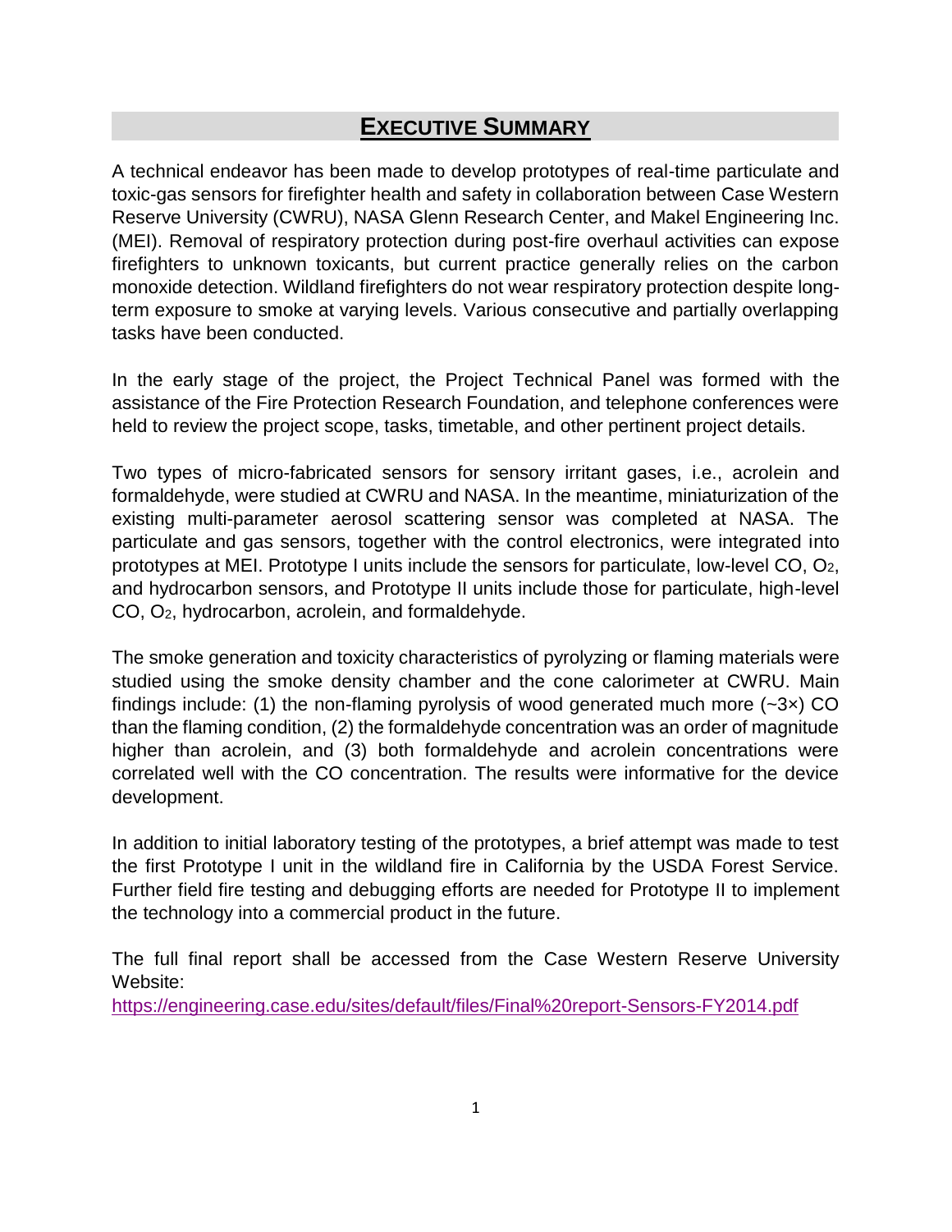# EXECUTIVE SUMMARY

A technical endeavor has been made to develop prototypes of real-time particulate and toxic-gas sensors for firefighter health and safety in collaboration between Case Western Reserve University (CWRU), NASA Glenn Research Center, and Makel Engineering Inc. (MEI). Removal of respiratory protection during post-fire overhaul activities can expose firefighters to unknown toxicants, but current practice generally relies on the carbon monoxide detection. Wildland firefighters do not wear respiratory protection despite long-term exposure to smoke at varying levels. Various consecutive and partially overlapping tasks have been conducted.

In the early stage of the project, the Project Technical Panel was formed with the assistance of the Fire Protection Research Foundation, and telephone conferences were held to review the project scope, tasks, timetable, and other pertinent project details.

Two types of micro-fabricated sensors for sensory irritant gases, i.e., acrolein and formaldehyde, were studied at CWRU and NASA. In the meantime, miniaturization of the existing multi-parameter aerosol scattering sensor was completed at NASA. The particulate and gas sensors, together with the control electronics, were integrated into prototypes at MEI. Prototype I units include the sensors for particulate, low-level CO, $O_2$, and hydrocarbon sensors, and Prototype II units include those for particulate, high-level CO, $O_2$, hydrocarbon, acrolein, and formaldehyde.

The smoke generation and toxicity characteristics of pyrolyzing or flaming materials were studied using the smoke density chamber and the cone calorimeter at CWRU. Main findings include: (1) the non-flaming pyrolysis of wood generated much more (~3×) CO than the flaming condition, (2) the formaldehyde concentration was an order of magnitude higher than acrolein, and (3) both formaldehyde and acrolein concentrations were correlated well with the CO concentration. The results were informative for the device development.

In addition to initial laboratory testing of the prototypes, a brief attempt was made to test the first Prototype I unit in the wildland fire in California by the USDA Forest Service. Further field fire testing and debugging efforts are needed for Prototype II to implement the technology into a commercial product in the future.

The full final report shall be accessed from the Case Western Reserve University Website:
https://engineering.case.edu/sites/default/files/Final%20report-Sensors-FY2014.pdf